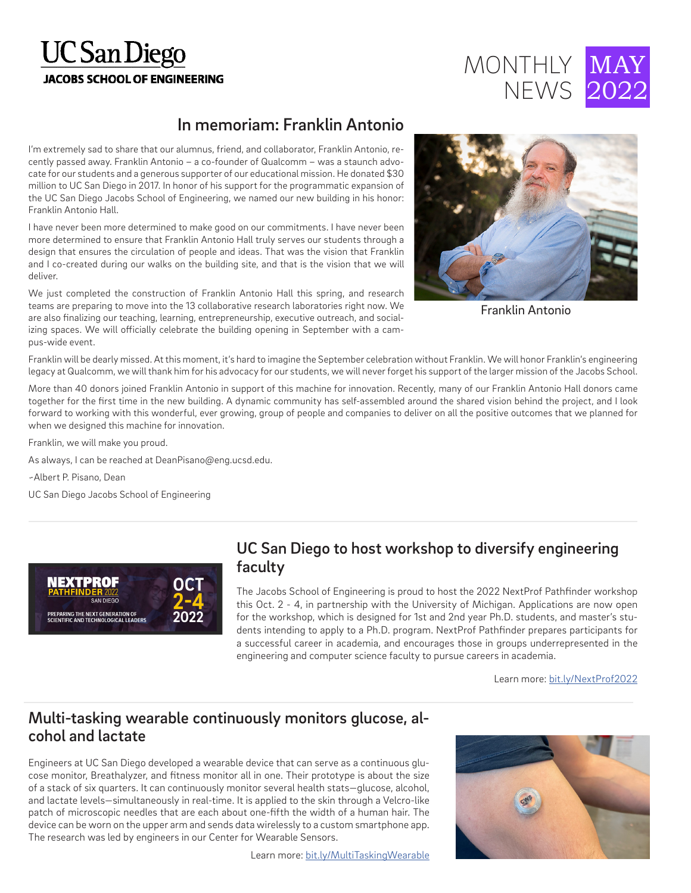# UC San Diego JACOBS SCHOOL OF ENGINEERING

MONTHLY NEWS MAY 2022

## In memoriam: Franklin Antonio

I'm extremely sad to share that our alumnus, friend, and collaborator, Franklin Antonio, recently passed away. Franklin Antonio – a co-founder of Qualcomm – was a staunch advocate for our students and a generous supporter of our educational mission. He donated $30 million to UC San Diego in 2017. In honor of his support for the programmatic expansion of the UC San Diego Jacobs School of Engineering, we named our new building in his honor: Franklin Antonio Hall.

I have never been more determined to make good on our commitments. I have never been more determined to ensure that Franklin Antonio Hall truly serves our students through a design that ensures the circulation of people and ideas. That was the vision that Franklin and I co-created during our walks on the building site, and that is the vision that we will deliver.

We just completed the construction of Franklin Antonio Hall this spring, and research teams are preparing to move into the 13 collaborative research laboratories right now. We are also finalizing our teaching, learning, entrepreneurship, executive outreach, and socializing spaces. We will officially celebrate the building opening in September with a campus-wide event.

Franklin Antonio

Franklin will be dearly missed. At this moment, it's hard to imagine the September celebration without Franklin. We will honor Franklin's engineering legacy at Qualcomm, we will thank him for his advocacy for our students, we will never forget his support of the larger mission of the Jacobs School.

More than 40 donors joined Franklin Antonio in support of this machine for innovation. Recently, many of our Franklin Antonio Hall donors came together for the first time in the new building. A dynamic community has self-assembled around the shared vision behind the project, and I look forward to working with this wonderful, ever growing, group of people and companies to deliver on all the positive outcomes that we planned for when we designed this machine for innovation.

Franklin, we will make you proud.

As always, I can be reached at DeanPisano@eng.ucsd.edu.

-Albert P. Pisano, Dean

UC San Diego Jacobs School of Engineering

---

NEXTPROF PATHFINDER 2022 SAN DIEGO
PREPARING THE NEXT GENERATION OF SCIENTIFIC AND TECHNOLOGICAL LEADERS
OCT 2-4 2022

## UC San Diego to host workshop to diversify engineering faculty

The Jacobs School of Engineering is proud to host the 2022 NextProf Pathfinder workshop this Oct. 2 - 4, in partnership with the University of Michigan. Applications are now open for the workshop, which is designed for 1st and 2nd year Ph.D. students, and master's students intending to apply to a Ph.D. program. NextProf Pathfinder prepares participants for a successful career in academia, and encourages those in groups underrepresented in the engineering and computer science faculty to pursue careers in academia.

Learn more: bit.ly/NextProf2022

---

## Multi-tasking wearable continuously monitors glucose, alcohol and lactate

Engineers at UC San Diego developed a wearable device that can serve as a continuous glucose monitor, Breathalyzer, and fitness monitor all in one. Their prototype is about the size of a stack of six quarters. It can continuously monitor several health stats—glucose, alcohol, and lactate levels—simultaneously in real-time. It is applied to the skin through a Velcro-like patch of microscopic needles that are each about one-fifth the width of a human hair. The device can be worn on the upper arm and sends data wirelessly to a custom smartphone app. The research was led by engineers in our Center for Wearable Sensors.

Learn more: bit.ly/MultiTaskingWearable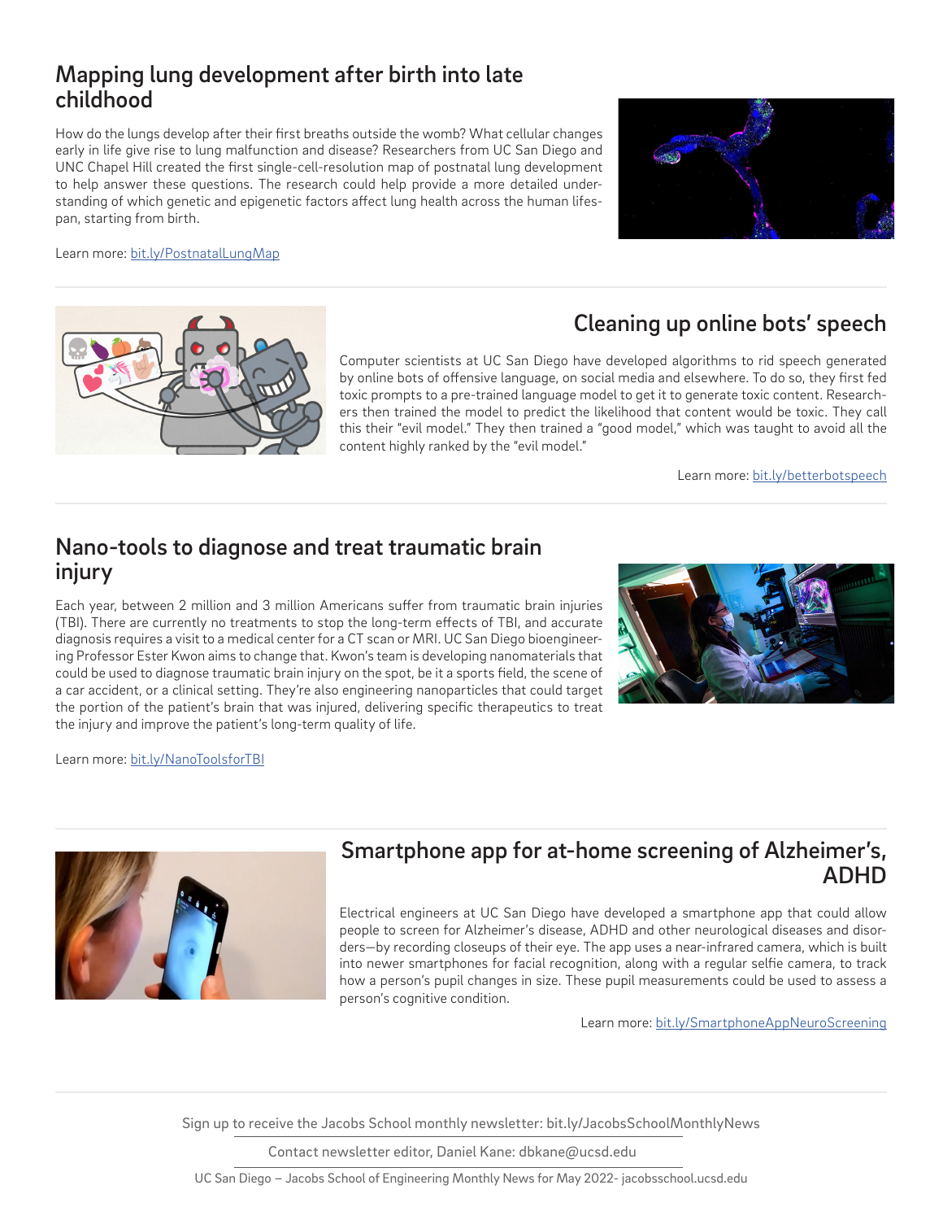## Mapping lung development after birth into late childhood

How do the lungs develop after their first breaths outside the womb? What cellular changes early in life give rise to lung malfunction and disease? Researchers from UC San Diego and UNC Chapel Hill created the first single-cell-resolution map of postnatal lung development to help answer these questions. The research could help provide a more detailed understanding of which genetic and epigenetic factors affect lung health across the human lifespan, starting from birth.

Learn more: bit.ly/PostnatalLungMap

---

## Cleaning up online bots' speech

Computer scientists at UC San Diego have developed algorithms to rid speech generated by online bots of offensive language, on social media and elsewhere. To do so, they first fed toxic prompts to a pre-trained language model to get it to generate toxic content. Researchers then trained the model to predict the likelihood that content would be toxic. They call this their "evil model." They then trained a "good model," which was taught to avoid all the content highly ranked by the "evil model."

Learn more: bit.ly/betterbotspeech

---

## Nano-tools to diagnose and treat traumatic brain injury

Each year, between 2 million and 3 million Americans suffer from traumatic brain injuries (TBI). There are currently no treatments to stop the long-term effects of TBI, and accurate diagnosis requires a visit to a medical center for a CT scan or MRI. UC San Diego bioengineering Professor Ester Kwon aims to change that. Kwon's team is developing nanomaterials that could be used to diagnose traumatic brain injury on the spot, be it a sports field, the scene of a car accident, or a clinical setting. They're also engineering nanoparticles that could target the portion of the patient's brain that was injured, delivering specific therapeutics to treat the injury and improve the patient's long-term quality of life.

Learn more: bit.ly/NanoToolsforTBI

---

## Smartphone app for at-home screening of Alzheimer's, ADHD

Electrical engineers at UC San Diego have developed a smartphone app that could allow people to screen for Alzheimer's disease, ADHD and other neurological diseases and disorders—by recording closeups of their eye. The app uses a near-infrared camera, which is built into newer smartphones for facial recognition, along with a regular selfie camera, to track how a person's pupil changes in size. These pupil measurements could be used to assess a person's cognitive condition.

Learn more: bit.ly/SmartphoneAppNeuroScreening

---

Sign up to receive the Jacobs School monthly newsletter: bit.ly/JacobsSchoolMonthlyNews

Contact newsletter editor, Daniel Kane: dbkane@ucsd.edu

UC San Diego – Jacobs School of Engineering Monthly News for May 2022- jacobsschool.ucsd.edu